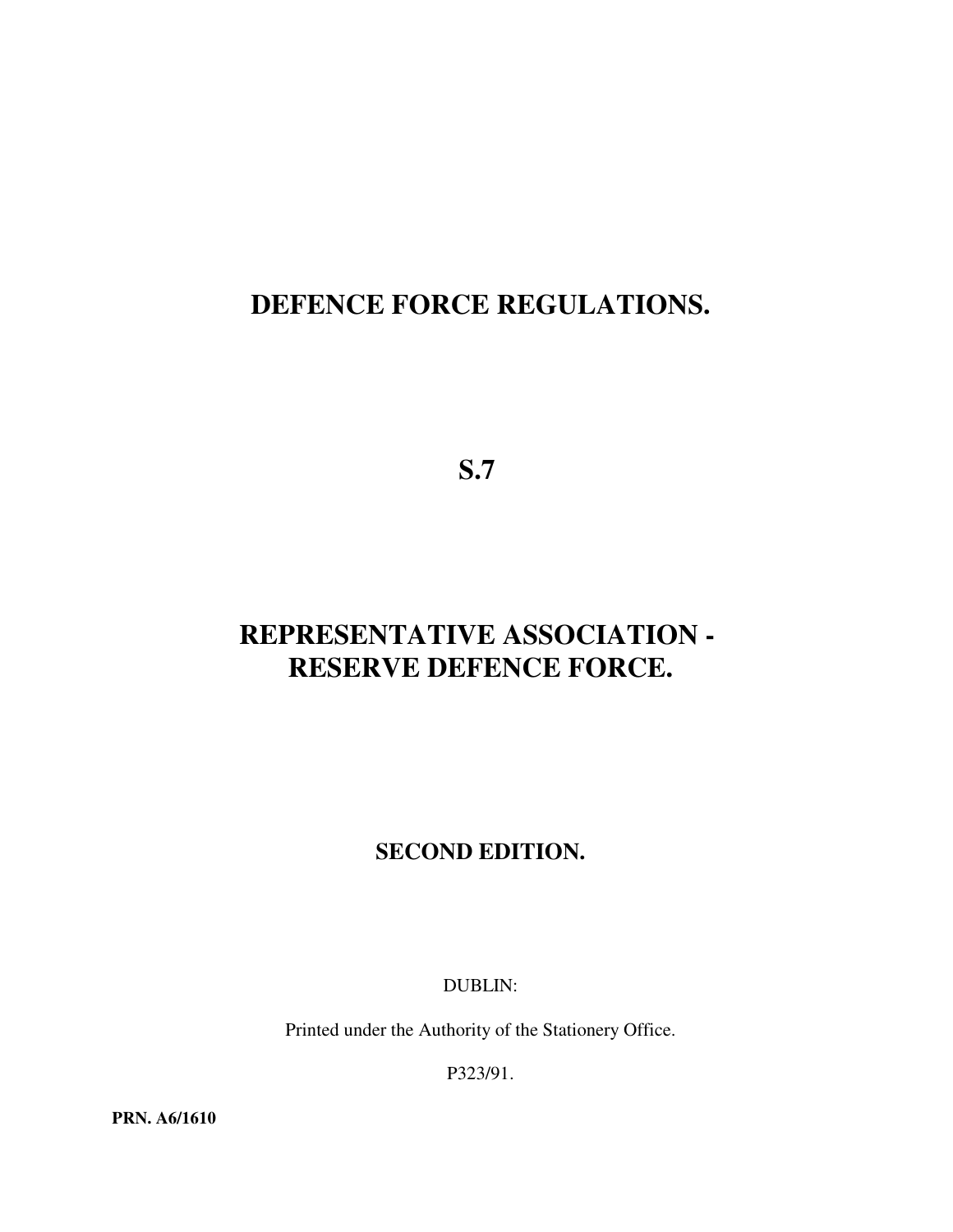# DEFENCE FORCE REGULATIONS.

# S.7

# REPRESENTATIVE ASSOCIATION - RESERVE DEFENCE FORCE.

**SECOND EDITION.**

DUBLIN:

Printed under the Authority of the Stationery Office.

P323/91.

**PRN. A6/1610**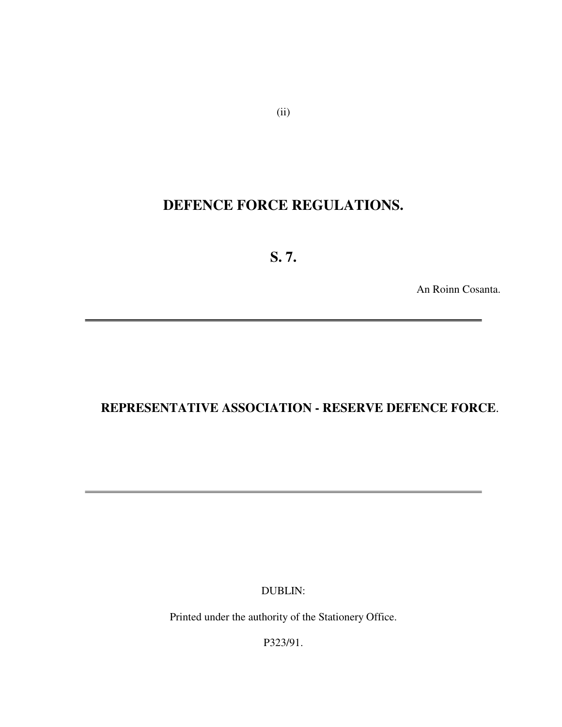# DEFENCE FORCE REGULATIONS.

## S. 7.

An Roinn Cosanta.

---

## REPRESENTATIVE ASSOCIATION - RESERVE DEFENCE FORCE.

---

DUBLIN:

Printed under the authority of the Stationery Office.

P323/91.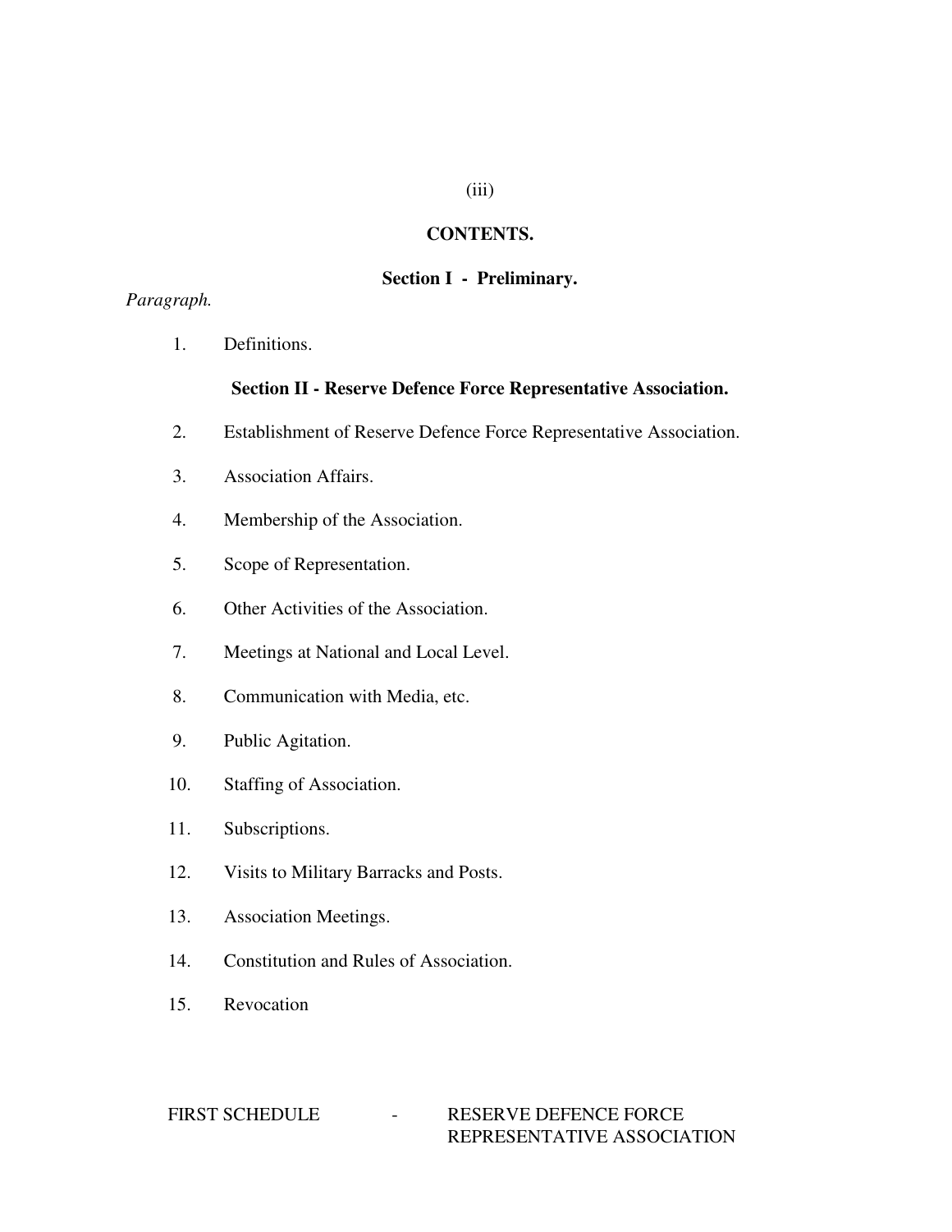## CONTENTS.

### Section I - Preliminary.

*Paragraph.*

1. Definitions.

### Section II - Reserve Defence Force Representative Association.

2. Establishment of Reserve Defence Force Representative Association.
3. Association Affairs.
4. Membership of the Association.
5. Scope of Representation.
6. Other Activities of the Association.
7. Meetings at National and Local Level.
8. Communication with Media, etc.
9. Public Agitation.
10. Staffing of Association.
11. Subscriptions.
12. Visits to Military Barracks and Posts.
13. Association Meetings.
14. Constitution and Rules of Association.
15. Revocation

FIRST SCHEDULE - RESERVE DEFENCE FORCE REPRESENTATIVE ASSOCIATION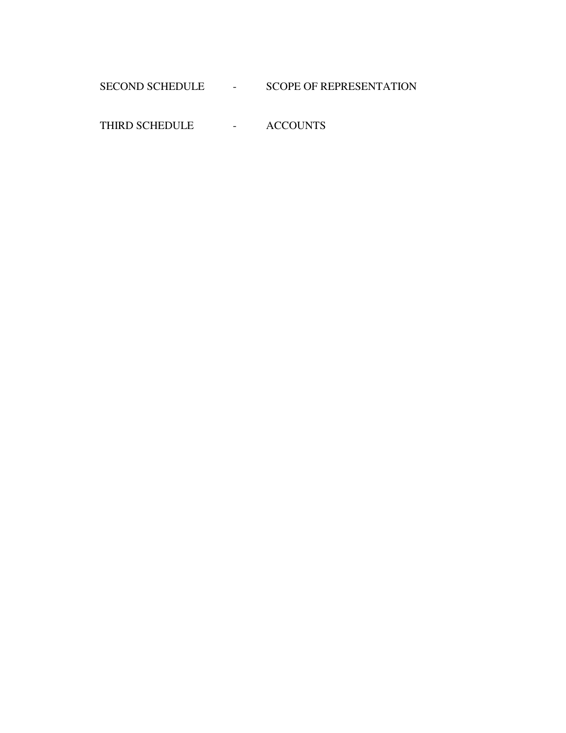SECOND SCHEDULE - SCOPE OF REPRESENTATION

THIRD SCHEDULE - ACCOUNTS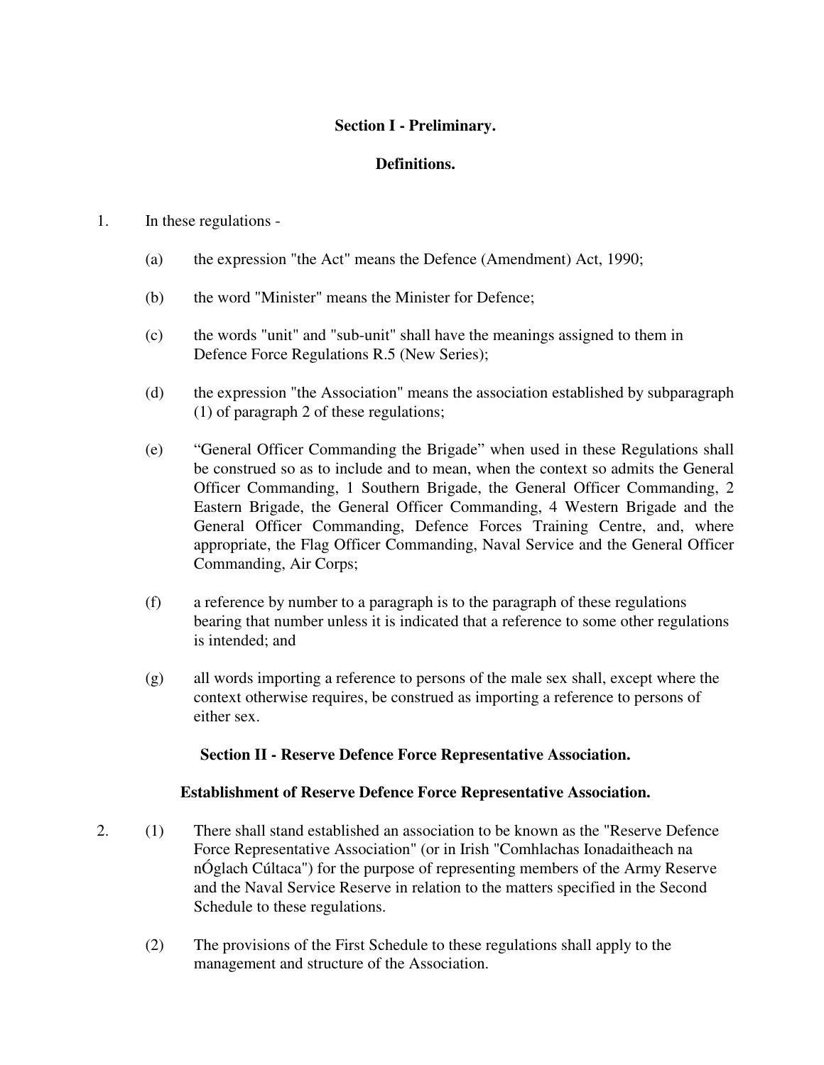## Section I - Preliminary.

### Definitions.

1. In these regulations -

   (a) the expression "the Act" means the Defence (Amendment) Act, 1990;

   (b) the word "Minister" means the Minister for Defence;

   (c) the words "unit" and "sub-unit" shall have the meanings assigned to them in Defence Force Regulations R.5 (New Series);

   (d) the expression "the Association" means the association established by subparagraph (1) of paragraph 2 of these regulations;

   (e) “General Officer Commanding the Brigade” when used in these Regulations shall be construed so as to include and to mean, when the context so admits the General Officer Commanding, 1 Southern Brigade, the General Officer Commanding, 2 Eastern Brigade, the General Officer Commanding, 4 Western Brigade and the General Officer Commanding, Defence Forces Training Centre, and, where appropriate, the Flag Officer Commanding, Naval Service and the General Officer Commanding, Air Corps;

   (f) a reference by number to a paragraph is to the paragraph of these regulations bearing that number unless it is indicated that a reference to some other regulations is intended; and

   (g) all words importing a reference to persons of the male sex shall, except where the context otherwise requires, be construed as importing a reference to persons of either sex.

## Section II - Reserve Defence Force Representative Association.

### Establishment of Reserve Defence Force Representative Association.

2. (1) There shall stand established an association to be known as the "Reserve Defence Force Representative Association" (or in Irish "Comhlachas Ionadaitheach na nÓglach Cúltaca") for the purpose of representing members of the Army Reserve and the Naval Service Reserve in relation to the matters specified in the Second Schedule to these regulations.

   (2) The provisions of the First Schedule to these regulations shall apply to the management and structure of the Association.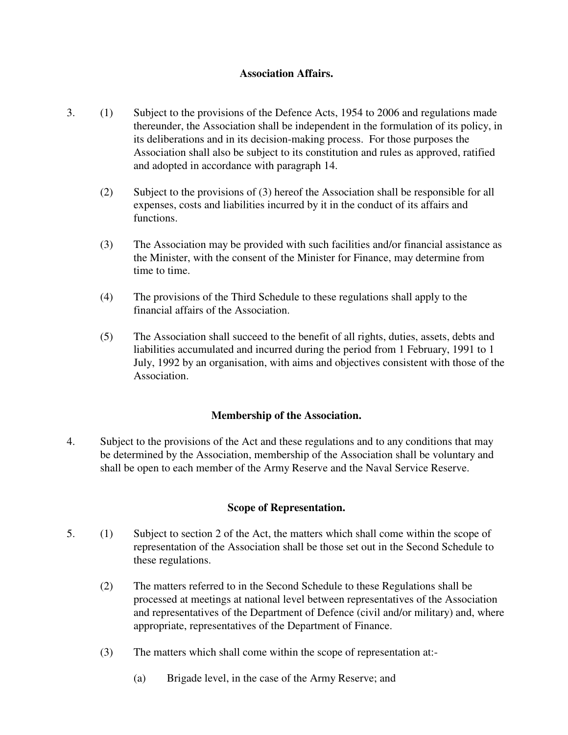### Association Affairs.

3. (1) Subject to the provisions of the Defence Acts, 1954 to 2006 and regulations made thereunder, the Association shall be independent in the formulation of its policy, in its deliberations and in its decision-making process. For those purposes the Association shall also be subject to its constitution and rules as approved, ratified and adopted in accordance with paragraph 14.

   (2) Subject to the provisions of (3) hereof the Association shall be responsible for all expenses, costs and liabilities incurred by it in the conduct of its affairs and functions.

   (3) The Association may be provided with such facilities and/or financial assistance as the Minister, with the consent of the Minister for Finance, may determine from time to time.

   (4) The provisions of the Third Schedule to these regulations shall apply to the financial affairs of the Association.

   (5) The Association shall succeed to the benefit of all rights, duties, assets, debts and liabilities accumulated and incurred during the period from 1 February, 1991 to 1 July, 1992 by an organisation, with aims and objectives consistent with those of the Association.

### Membership of the Association.

4. Subject to the provisions of the Act and these regulations and to any conditions that may be determined by the Association, membership of the Association shall be voluntary and shall be open to each member of the Army Reserve and the Naval Service Reserve.

### Scope of Representation.

5. (1) Subject to section 2 of the Act, the matters which shall come within the scope of representation of the Association shall be those set out in the Second Schedule to these regulations.

   (2) The matters referred to in the Second Schedule to these Regulations shall be processed at meetings at national level between representatives of the Association and representatives of the Department of Defence (civil and/or military) and, where appropriate, representatives of the Department of Finance.

   (3) The matters which shall come within the scope of representation at:-

      (a) Brigade level, in the case of the Army Reserve; and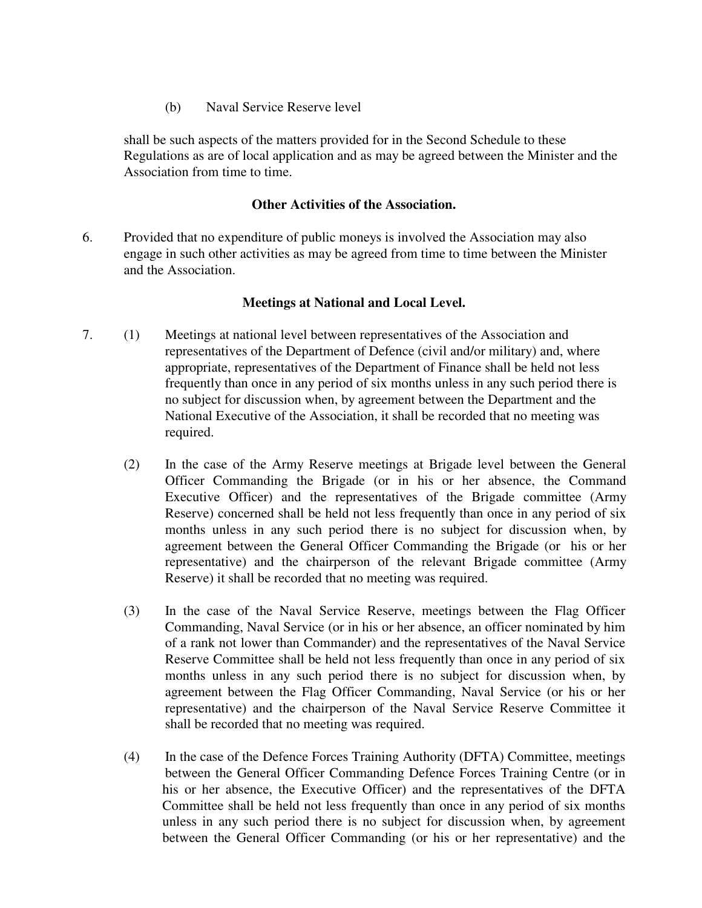(b) Naval Service Reserve level

shall be such aspects of the matters provided for in the Second Schedule to these Regulations as are of local application and as may be agreed between the Minister and the Association from time to time.

**Other Activities of the Association.**

6. Provided that no expenditure of public moneys is involved the Association may also engage in such other activities as may be agreed from time to time between the Minister and the Association.

**Meetings at National and Local Level.**

7. (1) Meetings at national level between representatives of the Association and representatives of the Department of Defence (civil and/or military) and, where appropriate, representatives of the Department of Finance shall be held not less frequently than once in any period of six months unless in any such period there is no subject for discussion when, by agreement between the Department and the National Executive of the Association, it shall be recorded that no meeting was required.

(2) In the case of the Army Reserve meetings at Brigade level between the General Officer Commanding the Brigade (or in his or her absence, the Command Executive Officer) and the representatives of the Brigade committee (Army Reserve) concerned shall be held not less frequently than once in any period of six months unless in any such period there is no subject for discussion when, by agreement between the General Officer Commanding the Brigade (or his or her representative) and the chairperson of the relevant Brigade committee (Army Reserve) it shall be recorded that no meeting was required.

(3) In the case of the Naval Service Reserve, meetings between the Flag Officer Commanding, Naval Service (or in his or her absence, an officer nominated by him of a rank not lower than Commander) and the representatives of the Naval Service Reserve Committee shall be held not less frequently than once in any period of six months unless in any such period there is no subject for discussion when, by agreement between the Flag Officer Commanding, Naval Service (or his or her representative) and the chairperson of the Naval Service Reserve Committee it shall be recorded that no meeting was required.

(4) In the case of the Defence Forces Training Authority (DFTA) Committee, meetings between the General Officer Commanding Defence Forces Training Centre (or in his or her absence, the Executive Officer) and the representatives of the DFTA Committee shall be held not less frequently than once in any period of six months unless in any such period there is no subject for discussion when, by agreement between the General Officer Commanding (or his or her representative) and the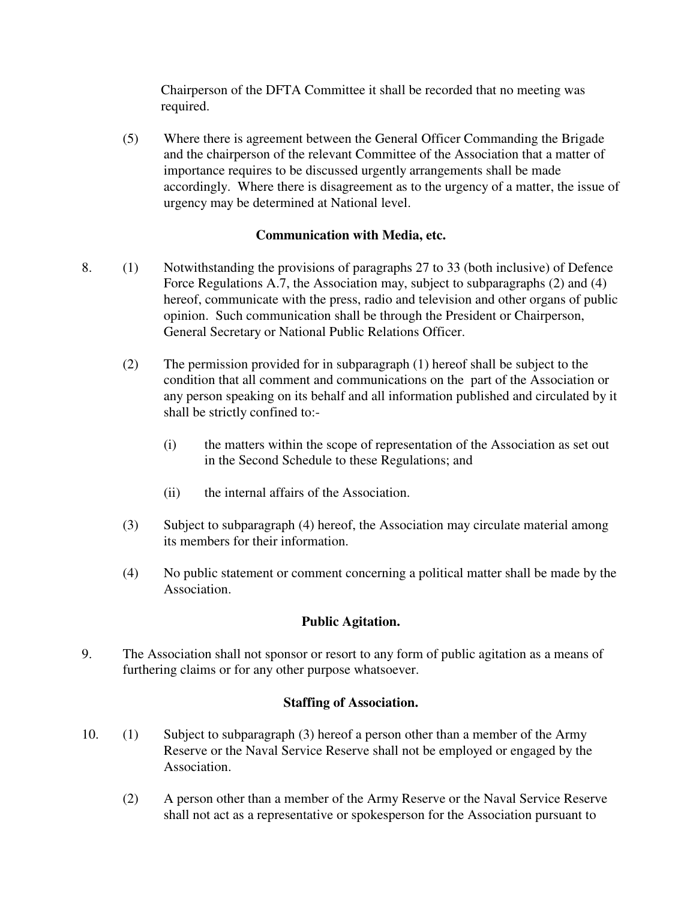Chairperson of the DFTA Committee it shall be recorded that no meeting was required.

(5) Where there is agreement between the General Officer Commanding the Brigade and the chairperson of the relevant Committee of the Association that a matter of importance requires to be discussed urgently arrangements shall be made accordingly. Where there is disagreement as to the urgency of a matter, the issue of urgency may be determined at National level.

### Communication with Media, etc.

8. (1) Notwithstanding the provisions of paragraphs 27 to 33 (both inclusive) of Defence Force Regulations A.7, the Association may, subject to subparagraphs (2) and (4) hereof, communicate with the press, radio and television and other organs of public opinion. Such communication shall be through the President or Chairperson, General Secretary or National Public Relations Officer.

(2) The permission provided for in subparagraph (1) hereof shall be subject to the condition that all comment and communications on the part of the Association or any person speaking on its behalf and all information published and circulated by it shall be strictly confined to:-

(i) the matters within the scope of representation of the Association as set out in the Second Schedule to these Regulations; and

(ii) the internal affairs of the Association.

(3) Subject to subparagraph (4) hereof, the Association may circulate material among its members for their information.

(4) No public statement or comment concerning a political matter shall be made by the Association.

### Public Agitation.

9. The Association shall not sponsor or resort to any form of public agitation as a means of furthering claims or for any other purpose whatsoever.

### Staffing of Association.

10. (1) Subject to subparagraph (3) hereof a person other than a member of the Army Reserve or the Naval Service Reserve shall not be employed or engaged by the Association.

(2) A person other than a member of the Army Reserve or the Naval Service Reserve shall not act as a representative or spokesperson for the Association pursuant to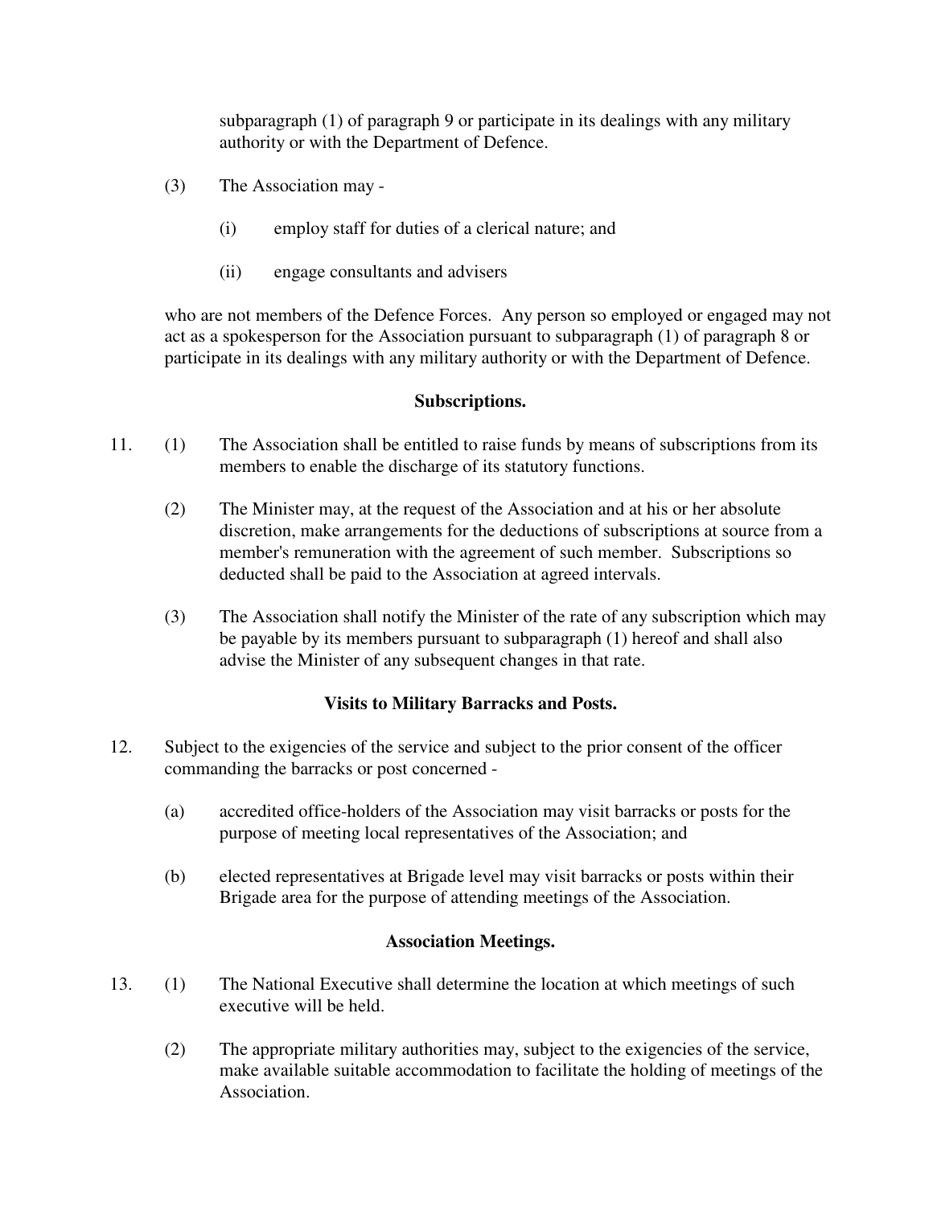subparagraph (1) of paragraph 9 or participate in its dealings with any military authority or with the Department of Defence.

(3) The Association may -

(i) employ staff for duties of a clerical nature; and

(ii) engage consultants and advisers

who are not members of the Defence Forces. Any person so employed or engaged may not act as a spokesperson for the Association pursuant to subparagraph (1) of paragraph 8 or participate in its dealings with any military authority or with the Department of Defence.

**Subscriptions.**

11. (1) The Association shall be entitled to raise funds by means of subscriptions from its members to enable the discharge of its statutory functions.

(2) The Minister may, at the request of the Association and at his or her absolute discretion, make arrangements for the deductions of subscriptions at source from a member's remuneration with the agreement of such member. Subscriptions so deducted shall be paid to the Association at agreed intervals.

(3) The Association shall notify the Minister of the rate of any subscription which may be payable by its members pursuant to subparagraph (1) hereof and shall also advise the Minister of any subsequent changes in that rate.

**Visits to Military Barracks and Posts.**

12. Subject to the exigencies of the service and subject to the prior consent of the officer commanding the barracks or post concerned -

(a) accredited office-holders of the Association may visit barracks or posts for the purpose of meeting local representatives of the Association; and

(b) elected representatives at Brigade level may visit barracks or posts within their Brigade area for the purpose of attending meetings of the Association.

**Association Meetings.**

13. (1) The National Executive shall determine the location at which meetings of such executive will be held.

(2) The appropriate military authorities may, subject to the exigencies of the service, make available suitable accommodation to facilitate the holding of meetings of the Association.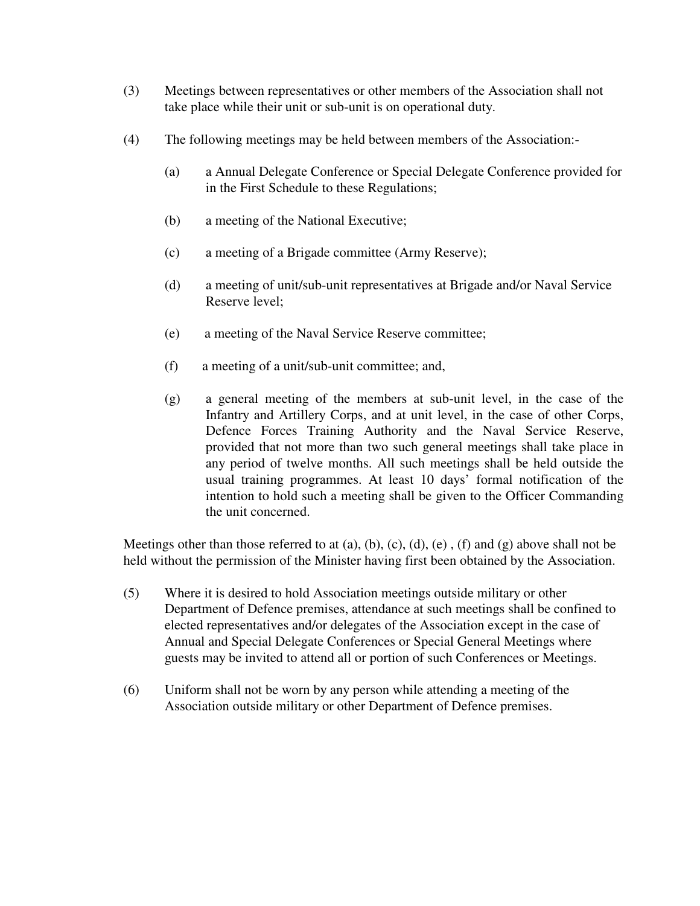(3) Meetings between representatives or other members of the Association shall not take place while their unit or sub-unit is on operational duty.

(4) The following meetings may be held between members of the Association:-

- (a) a Annual Delegate Conference or Special Delegate Conference provided for in the First Schedule to these Regulations;
- (b) a meeting of the National Executive;
- (c) a meeting of a Brigade committee (Army Reserve);
- (d) a meeting of unit/sub-unit representatives at Brigade and/or Naval Service Reserve level;
- (e) a meeting of the Naval Service Reserve committee;
- (f) a meeting of a unit/sub-unit committee; and,
- (g) a general meeting of the members at sub-unit level, in the case of the Infantry and Artillery Corps, and at unit level, in the case of other Corps, Defence Forces Training Authority and the Naval Service Reserve, provided that not more than two such general meetings shall take place in any period of twelve months. All such meetings shall be held outside the usual training programmes. At least 10 days' formal notification of the intention to hold such a meeting shall be given to the Officer Commanding the unit concerned.

Meetings other than those referred to at (a), (b), (c), (d), (e) , (f) and (g) above shall not be held without the permission of the Minister having first been obtained by the Association.

(5) Where it is desired to hold Association meetings outside military or other Department of Defence premises, attendance at such meetings shall be confined to elected representatives and/or delegates of the Association except in the case of Annual and Special Delegate Conferences or Special General Meetings where guests may be invited to attend all or portion of such Conferences or Meetings.

(6) Uniform shall not be worn by any person while attending a meeting of the Association outside military or other Department of Defence premises.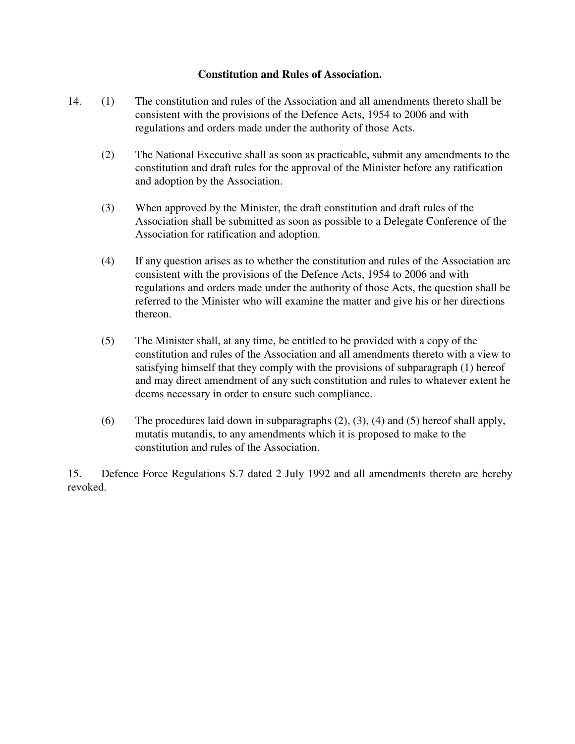**Constitution and Rules of Association.**

14. (1) The constitution and rules of the Association and all amendments thereto shall be consistent with the provisions of the Defence Acts, 1954 to 2006 and with regulations and orders made under the authority of those Acts.

(2) The National Executive shall as soon as practicable, submit any amendments to the constitution and draft rules for the approval of the Minister before any ratification and adoption by the Association.

(3) When approved by the Minister, the draft constitution and draft rules of the Association shall be submitted as soon as possible to a Delegate Conference of the Association for ratification and adoption.

(4) If any question arises as to whether the constitution and rules of the Association are consistent with the provisions of the Defence Acts, 1954 to 2006 and with regulations and orders made under the authority of those Acts, the question shall be referred to the Minister who will examine the matter and give his or her directions thereon.

(5) The Minister shall, at any time, be entitled to be provided with a copy of the constitution and rules of the Association and all amendments thereto with a view to satisfying himself that they comply with the provisions of subparagraph (1) hereof and may direct amendment of any such constitution and rules to whatever extent he deems necessary in order to ensure such compliance.

(6) The procedures laid down in subparagraphs (2), (3), (4) and (5) hereof shall apply, mutatis mutandis, to any amendments which it is proposed to make to the constitution and rules of the Association.

15. Defence Force Regulations S.7 dated 2 July 1992 and all amendments thereto are hereby revoked.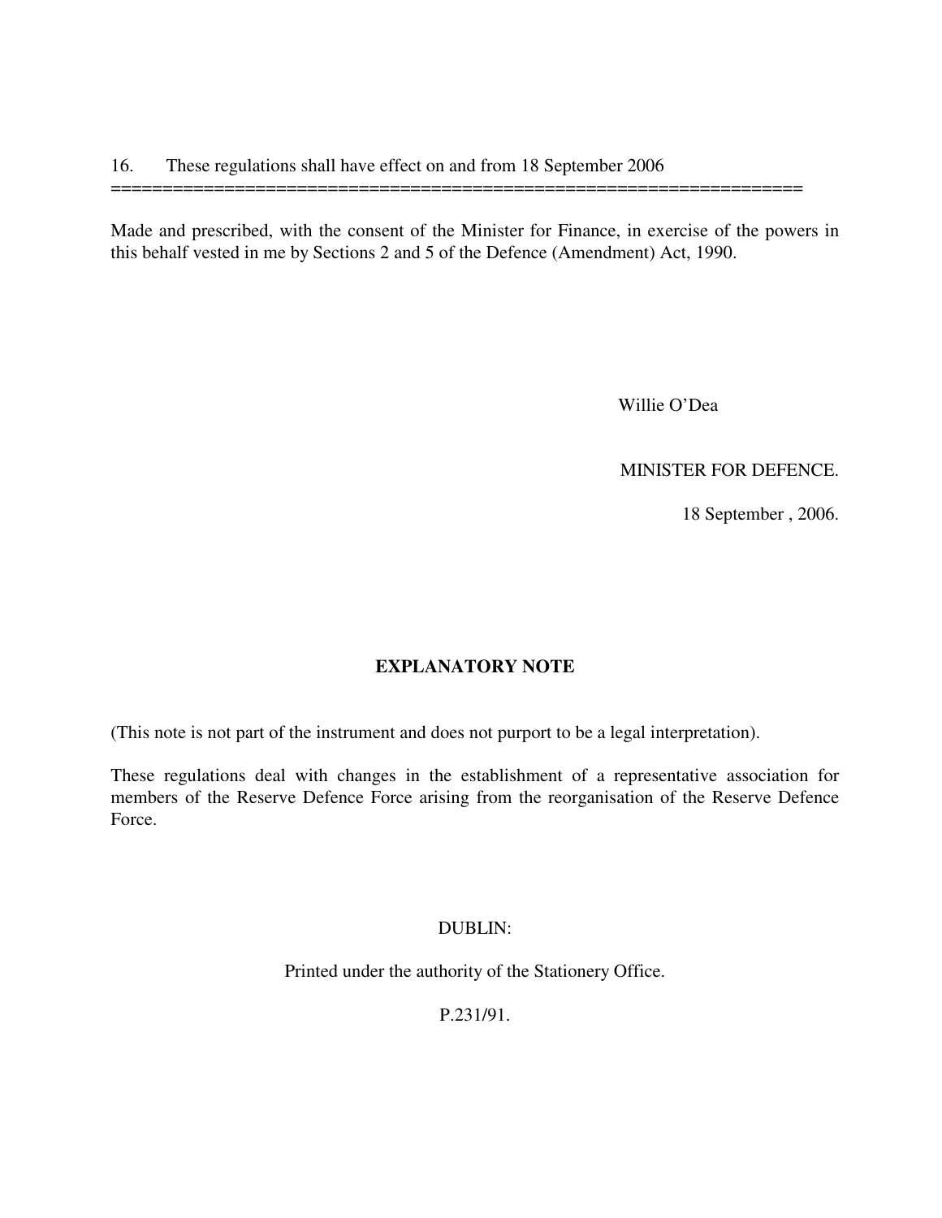16. These regulations shall have effect on and from 18 September 2006

==================================================================

Made and prescribed, with the consent of the Minister for Finance, in exercise of the powers in this behalf vested in me by Sections 2 and 5 of the Defence (Amendment) Act, 1990.

Willie O'Dea

MINISTER FOR DEFENCE.

18 September , 2006.

**EXPLANATORY NOTE**

(This note is not part of the instrument and does not purport to be a legal interpretation).

These regulations deal with changes in the establishment of a representative association for members of the Reserve Defence Force arising from the reorganisation of the Reserve Defence Force.

DUBLIN:

Printed under the authority of the Stationery Office.

P.231/91.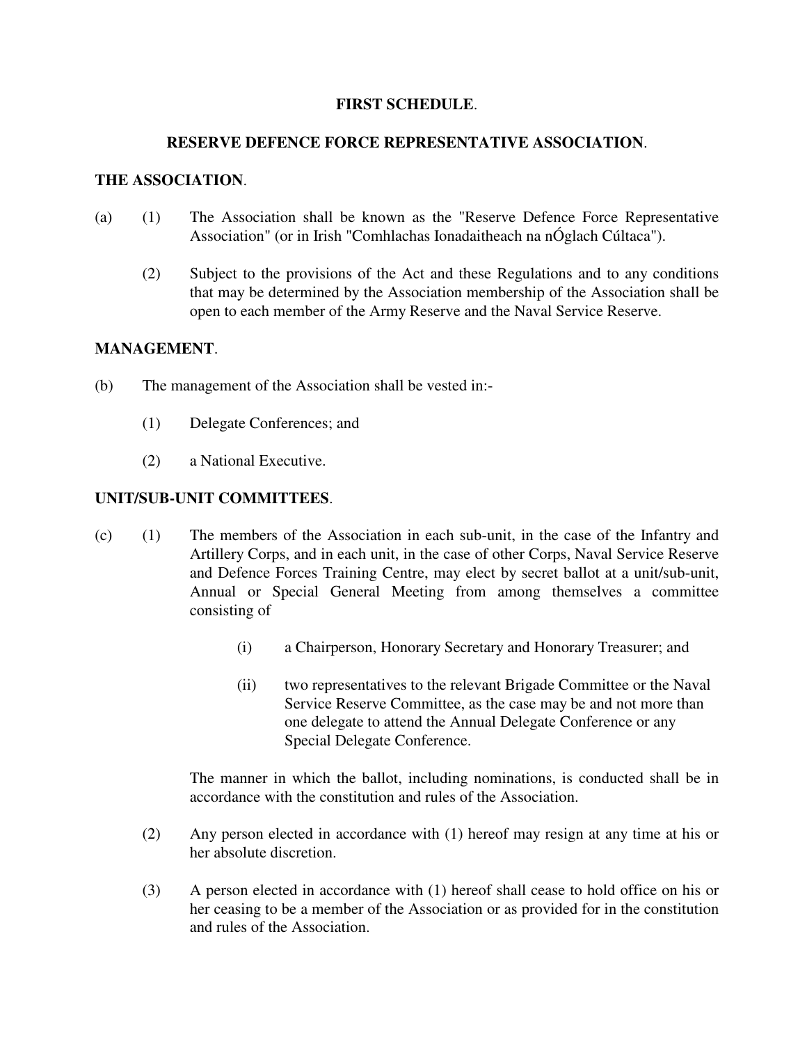**FIRST SCHEDULE**.

**RESERVE DEFENCE FORCE REPRESENTATIVE ASSOCIATION**.

**THE ASSOCIATION**.

(a) (1) The Association shall be known as the "Reserve Defence Force Representative Association" (or in Irish "Comhlachas Ionadaitheach na nÓglach Cúltaca").

(2) Subject to the provisions of the Act and these Regulations and to any conditions that may be determined by the Association membership of the Association shall be open to each member of the Army Reserve and the Naval Service Reserve.

**MANAGEMENT**.

(b) The management of the Association shall be vested in:-

(1) Delegate Conferences; and

(2) a National Executive.

**UNIT/SUB-UNIT COMMITTEES**.

(c) (1) The members of the Association in each sub-unit, in the case of the Infantry and Artillery Corps, and in each unit, in the case of other Corps, Naval Service Reserve and Defence Forces Training Centre, may elect by secret ballot at a unit/sub-unit, Annual or Special General Meeting from among themselves a committee consisting of

(i) a Chairperson, Honorary Secretary and Honorary Treasurer; and

(ii) two representatives to the relevant Brigade Committee or the Naval Service Reserve Committee, as the case may be and not more than one delegate to attend the Annual Delegate Conference or any Special Delegate Conference.

The manner in which the ballot, including nominations, is conducted shall be in accordance with the constitution and rules of the Association.

(2) Any person elected in accordance with (1) hereof may resign at any time at his or her absolute discretion.

(3) A person elected in accordance with (1) hereof shall cease to hold office on his or her ceasing to be a member of the Association or as provided for in the constitution and rules of the Association.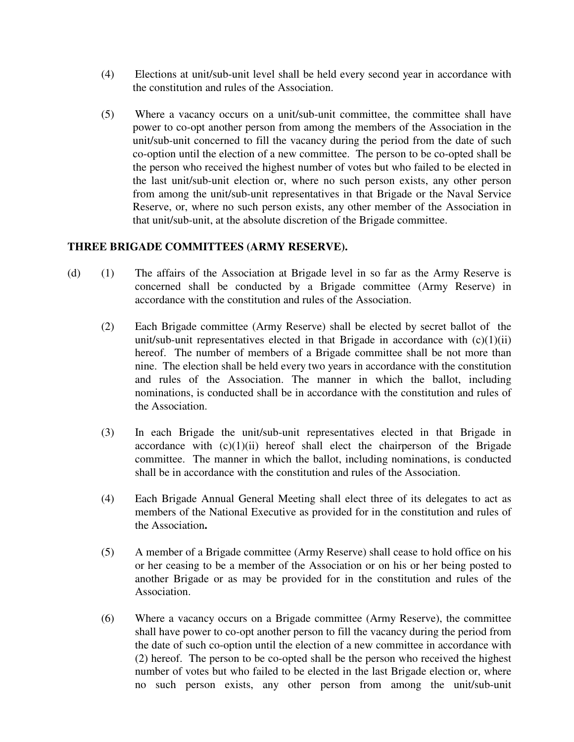(4) Elections at unit/sub-unit level shall be held every second year in accordance with the constitution and rules of the Association.

(5) Where a vacancy occurs on a unit/sub-unit committee, the committee shall have power to co-opt another person from among the members of the Association in the unit/sub-unit concerned to fill the vacancy during the period from the date of such co-option until the election of a new committee. The person to be co-opted shall be the person who received the highest number of votes but who failed to be elected in the last unit/sub-unit election or, where no such person exists, any other person from among the unit/sub-unit representatives in that Brigade or the Naval Service Reserve, or, where no such person exists, any other member of the Association in that unit/sub-unit, at the absolute discretion of the Brigade committee.

**THREE BRIGADE COMMITTEES (ARMY RESERVE).**

(d) (1) The affairs of the Association at Brigade level in so far as the Army Reserve is concerned shall be conducted by a Brigade committee (Army Reserve) in accordance with the constitution and rules of the Association.

(2) Each Brigade committee (Army Reserve) shall be elected by secret ballot of the unit/sub-unit representatives elected in that Brigade in accordance with (c)(1)(ii) hereof. The number of members of a Brigade committee shall be not more than nine. The election shall be held every two years in accordance with the constitution and rules of the Association. The manner in which the ballot, including nominations, is conducted shall be in accordance with the constitution and rules of the Association.

(3) In each Brigade the unit/sub-unit representatives elected in that Brigade in accordance with (c)(1)(ii) hereof shall elect the chairperson of the Brigade committee. The manner in which the ballot, including nominations, is conducted shall be in accordance with the constitution and rules of the Association.

(4) Each Brigade Annual General Meeting shall elect three of its delegates to act as members of the National Executive as provided for in the constitution and rules of the Association**.**

(5) A member of a Brigade committee (Army Reserve) shall cease to hold office on his or her ceasing to be a member of the Association or on his or her being posted to another Brigade or as may be provided for in the constitution and rules of the Association.

(6) Where a vacancy occurs on a Brigade committee (Army Reserve), the committee shall have power to co-opt another person to fill the vacancy during the period from the date of such co-option until the election of a new committee in accordance with (2) hereof. The person to be co-opted shall be the person who received the highest number of votes but who failed to be elected in the last Brigade election or, where no such person exists, any other person from among the unit/sub-unit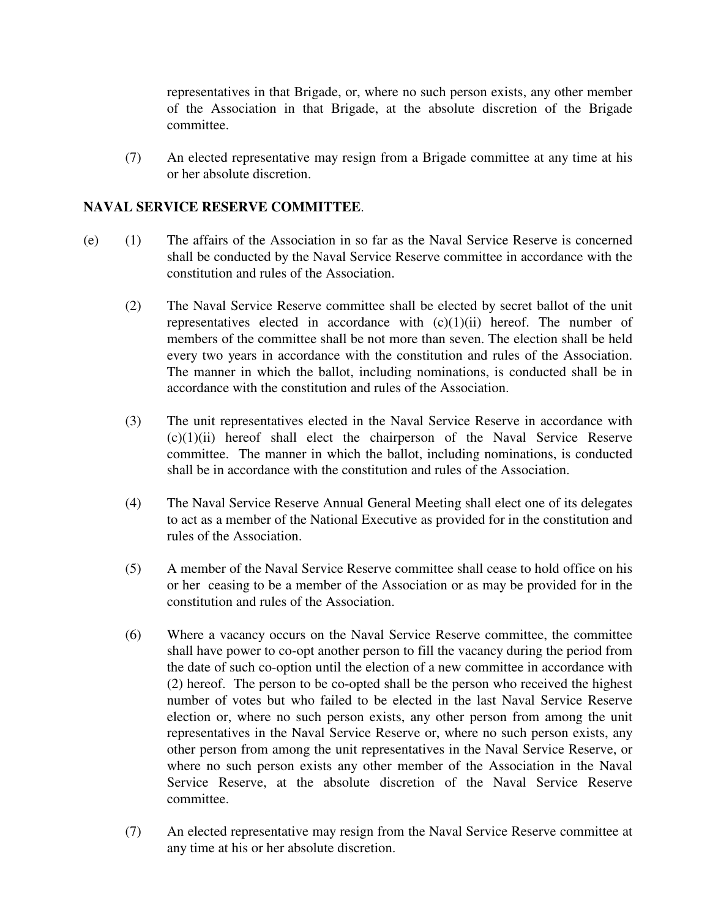representatives in that Brigade, or, where no such person exists, any other member of the Association in that Brigade, at the absolute discretion of the Brigade committee.

(7) An elected representative may resign from a Brigade committee at any time at his or her absolute discretion.

**NAVAL SERVICE RESERVE COMMITTEE**.

(e) (1) The affairs of the Association in so far as the Naval Service Reserve is concerned shall be conducted by the Naval Service Reserve committee in accordance with the constitution and rules of the Association.

(2) The Naval Service Reserve committee shall be elected by secret ballot of the unit representatives elected in accordance with (c)(1)(ii) hereof. The number of members of the committee shall be not more than seven. The election shall be held every two years in accordance with the constitution and rules of the Association. The manner in which the ballot, including nominations, is conducted shall be in accordance with the constitution and rules of the Association.

(3) The unit representatives elected in the Naval Service Reserve in accordance with (c)(1)(ii) hereof shall elect the chairperson of the Naval Service Reserve committee. The manner in which the ballot, including nominations, is conducted shall be in accordance with the constitution and rules of the Association.

(4) The Naval Service Reserve Annual General Meeting shall elect one of its delegates to act as a member of the National Executive as provided for in the constitution and rules of the Association.

(5) A member of the Naval Service Reserve committee shall cease to hold office on his or her ceasing to be a member of the Association or as may be provided for in the constitution and rules of the Association.

(6) Where a vacancy occurs on the Naval Service Reserve committee, the committee shall have power to co-opt another person to fill the vacancy during the period from the date of such co-option until the election of a new committee in accordance with (2) hereof. The person to be co-opted shall be the person who received the highest number of votes but who failed to be elected in the last Naval Service Reserve election or, where no such person exists, any other person from among the unit representatives in the Naval Service Reserve or, where no such person exists, any other person from among the unit representatives in the Naval Service Reserve, or where no such person exists any other member of the Association in the Naval Service Reserve, at the absolute discretion of the Naval Service Reserve committee.

(7) An elected representative may resign from the Naval Service Reserve committee at any time at his or her absolute discretion.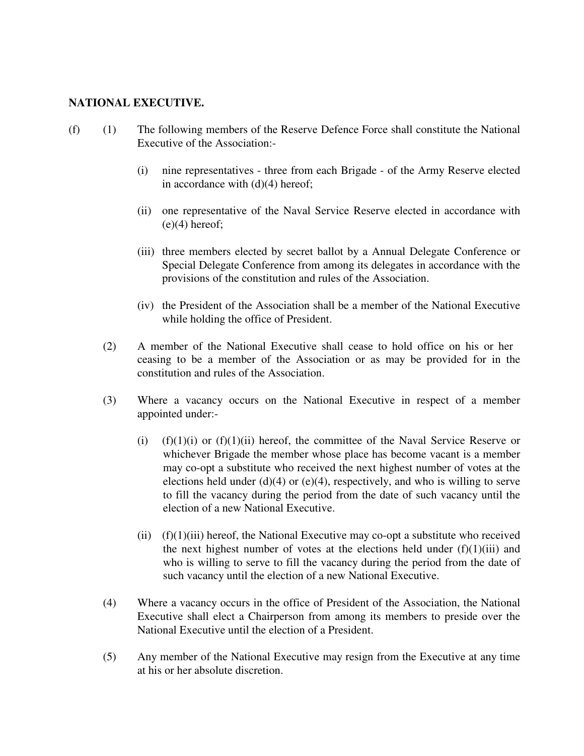**NATIONAL EXECUTIVE.**

(f) (1) The following members of the Reserve Defence Force shall constitute the National Executive of the Association:-

(i) nine representatives - three from each Brigade - of the Army Reserve elected in accordance with (d)(4) hereof;

(ii) one representative of the Naval Service Reserve elected in accordance with (e)(4) hereof;

(iii) three members elected by secret ballot by a Annual Delegate Conference or Special Delegate Conference from among its delegates in accordance with the provisions of the constitution and rules of the Association.

(iv) the President of the Association shall be a member of the National Executive while holding the office of President.

(2) A member of the National Executive shall cease to hold office on his or her ceasing to be a member of the Association or as may be provided for in the constitution and rules of the Association.

(3) Where a vacancy occurs on the National Executive in respect of a member appointed under:-

(i) (f)(1)(i) or (f)(1)(ii) hereof, the committee of the Naval Service Reserve or whichever Brigade the member whose place has become vacant is a member may co-opt a substitute who received the next highest number of votes at the elections held under (d)(4) or (e)(4), respectively, and who is willing to serve to fill the vacancy during the period from the date of such vacancy until the election of a new National Executive.

(ii) (f)(1)(iii) hereof, the National Executive may co-opt a substitute who received the next highest number of votes at the elections held under (f)(1)(iii) and who is willing to serve to fill the vacancy during the period from the date of such vacancy until the election of a new National Executive.

(4) Where a vacancy occurs in the office of President of the Association, the National Executive shall elect a Chairperson from among its members to preside over the National Executive until the election of a President.

(5) Any member of the National Executive may resign from the Executive at any time at his or her absolute discretion.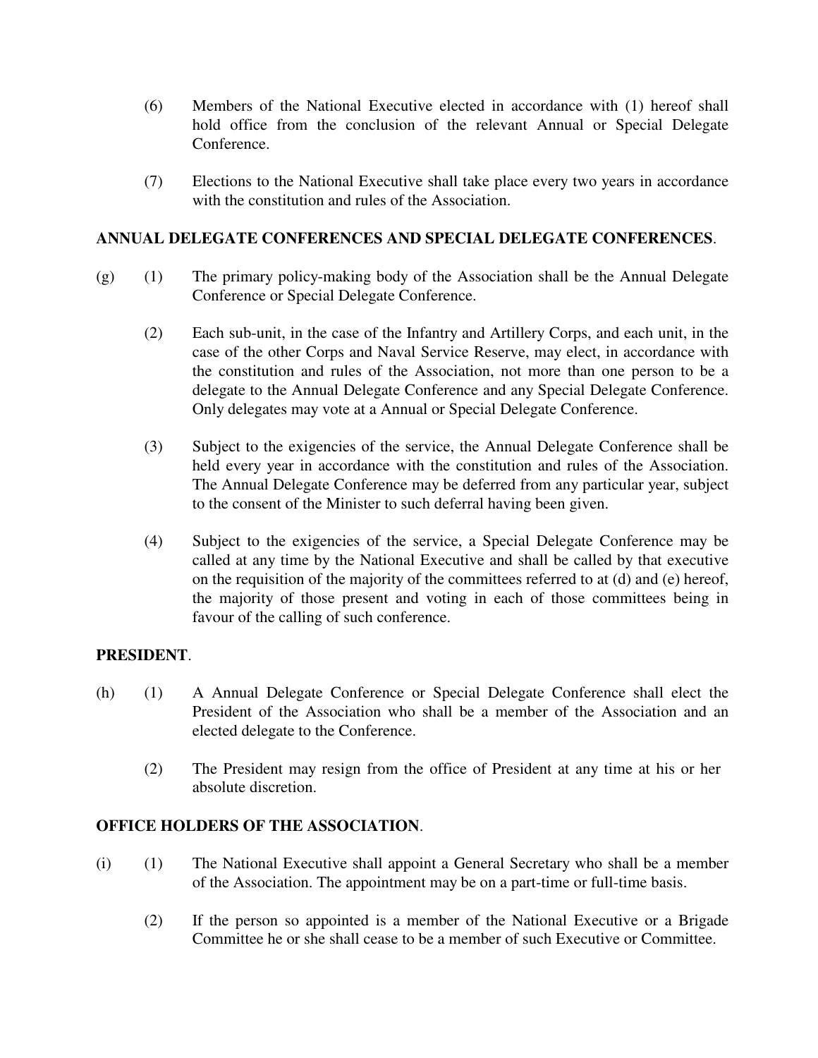(6) Members of the National Executive elected in accordance with (1) hereof shall hold office from the conclusion of the relevant Annual or Special Delegate Conference.

(7) Elections to the National Executive shall take place every two years in accordance with the constitution and rules of the Association.

**ANNUAL DELEGATE CONFERENCES AND SPECIAL DELEGATE CONFERENCES**.

(g) (1) The primary policy-making body of the Association shall be the Annual Delegate Conference or Special Delegate Conference.

(2) Each sub-unit, in the case of the Infantry and Artillery Corps, and each unit, in the case of the other Corps and Naval Service Reserve, may elect, in accordance with the constitution and rules of the Association, not more than one person to be a delegate to the Annual Delegate Conference and any Special Delegate Conference. Only delegates may vote at a Annual or Special Delegate Conference.

(3) Subject to the exigencies of the service, the Annual Delegate Conference shall be held every year in accordance with the constitution and rules of the Association. The Annual Delegate Conference may be deferred from any particular year, subject to the consent of the Minister to such deferral having been given.

(4) Subject to the exigencies of the service, a Special Delegate Conference may be called at any time by the National Executive and shall be called by that executive on the requisition of the majority of the committees referred to at (d) and (e) hereof, the majority of those present and voting in each of those committees being in favour of the calling of such conference.

**PRESIDENT**.

(h) (1) A Annual Delegate Conference or Special Delegate Conference shall elect the President of the Association who shall be a member of the Association and an elected delegate to the Conference.

(2) The President may resign from the office of President at any time at his or her absolute discretion.

**OFFICE HOLDERS OF THE ASSOCIATION**.

(i) (1) The National Executive shall appoint a General Secretary who shall be a member of the Association. The appointment may be on a part-time or full-time basis.

(2) If the person so appointed is a member of the National Executive or a Brigade Committee he or she shall cease to be a member of such Executive or Committee.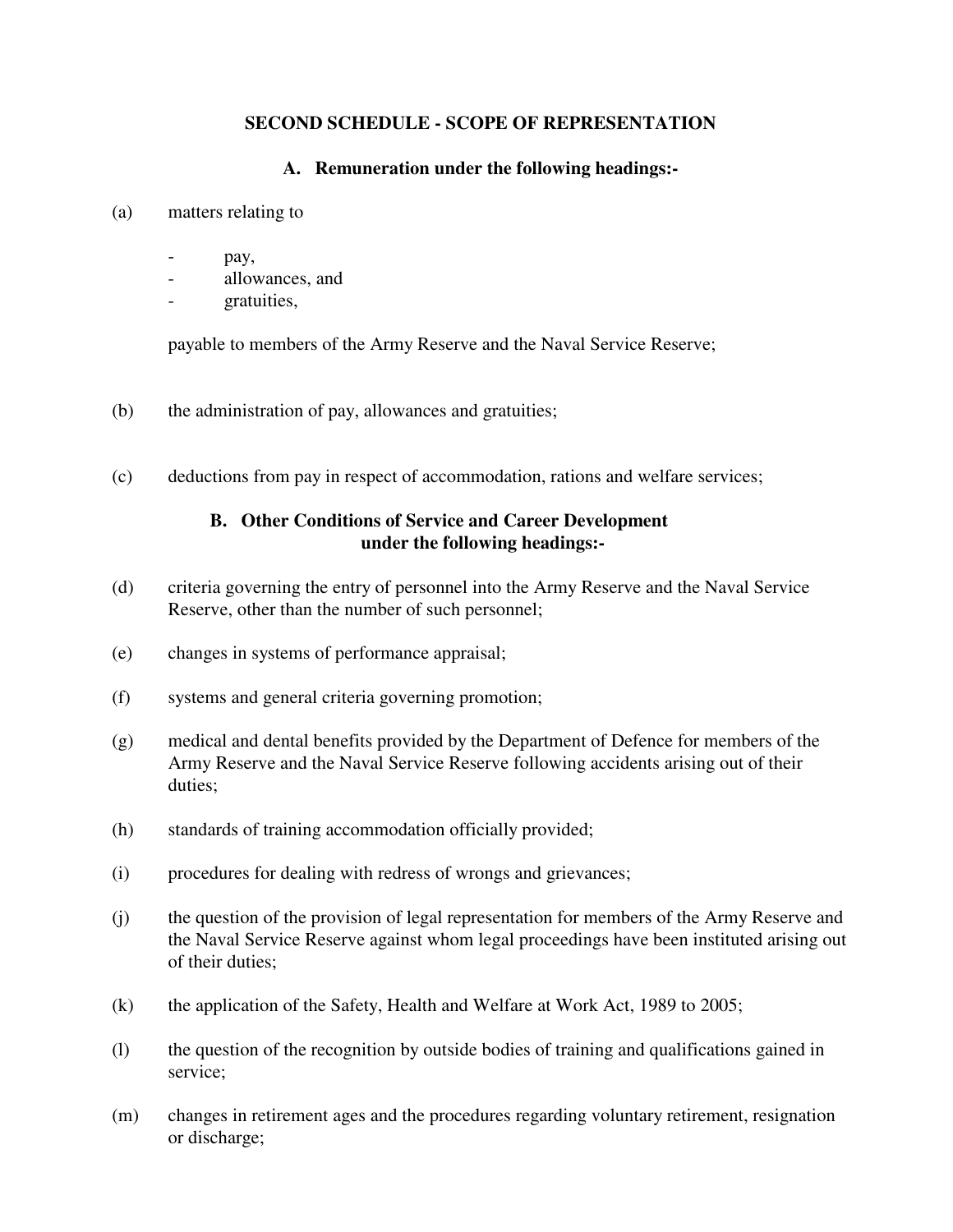## SECOND SCHEDULE - SCOPE OF REPRESENTATION

### A. Remuneration under the following headings:-

(a) matters relating to

- pay,
- allowances, and
- gratuities,

payable to members of the Army Reserve and the Naval Service Reserve;

(b) the administration of pay, allowances and gratuities;

(c) deductions from pay in respect of accommodation, rations and welfare services;

### B. Other Conditions of Service and Career Development under the following headings:-

(d) criteria governing the entry of personnel into the Army Reserve and the Naval Service Reserve, other than the number of such personnel;

(e) changes in systems of performance appraisal;

(f) systems and general criteria governing promotion;

(g) medical and dental benefits provided by the Department of Defence for members of the Army Reserve and the Naval Service Reserve following accidents arising out of their duties;

(h) standards of training accommodation officially provided;

(i) procedures for dealing with redress of wrongs and grievances;

(j) the question of the provision of legal representation for members of the Army Reserve and the Naval Service Reserve against whom legal proceedings have been instituted arising out of their duties;

(k) the application of the Safety, Health and Welfare at Work Act, 1989 to 2005;

(l) the question of the recognition by outside bodies of training and qualifications gained in service;

(m) changes in retirement ages and the procedures regarding voluntary retirement, resignation or discharge;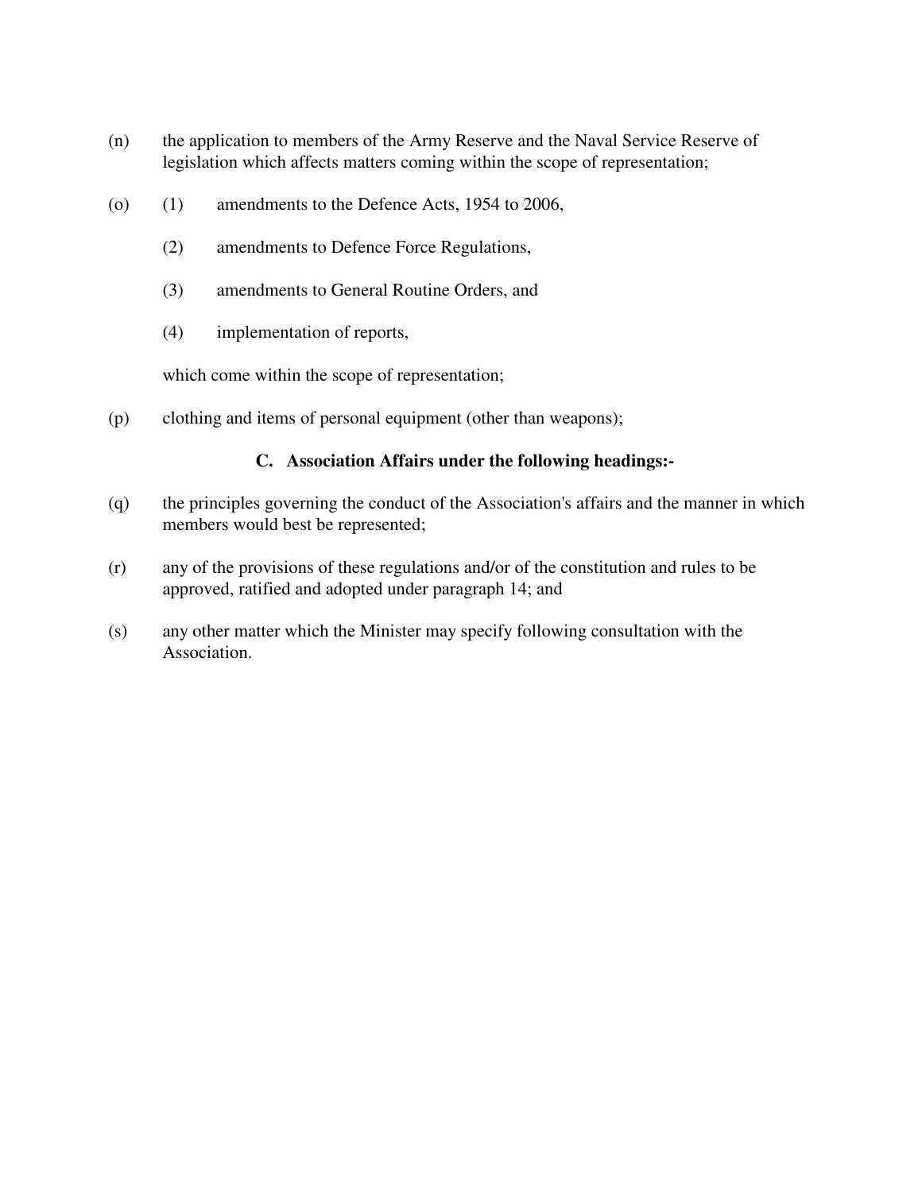(n) the application to members of the Army Reserve and the Naval Service Reserve of legislation which affects matters coming within the scope of representation;

(o) (1) amendments to the Defence Acts, 1954 to 2006,

(2) amendments to Defence Force Regulations,

(3) amendments to General Routine Orders, and

(4) implementation of reports,

which come within the scope of representation;

(p) clothing and items of personal equipment (other than weapons);

**C. Association Affairs under the following headings:-**

(q) the principles governing the conduct of the Association's affairs and the manner in which members would best be represented;

(r) any of the provisions of these regulations and/or of the constitution and rules to be approved, ratified and adopted under paragraph 14; and

(s) any other matter which the Minister may specify following consultation with the Association.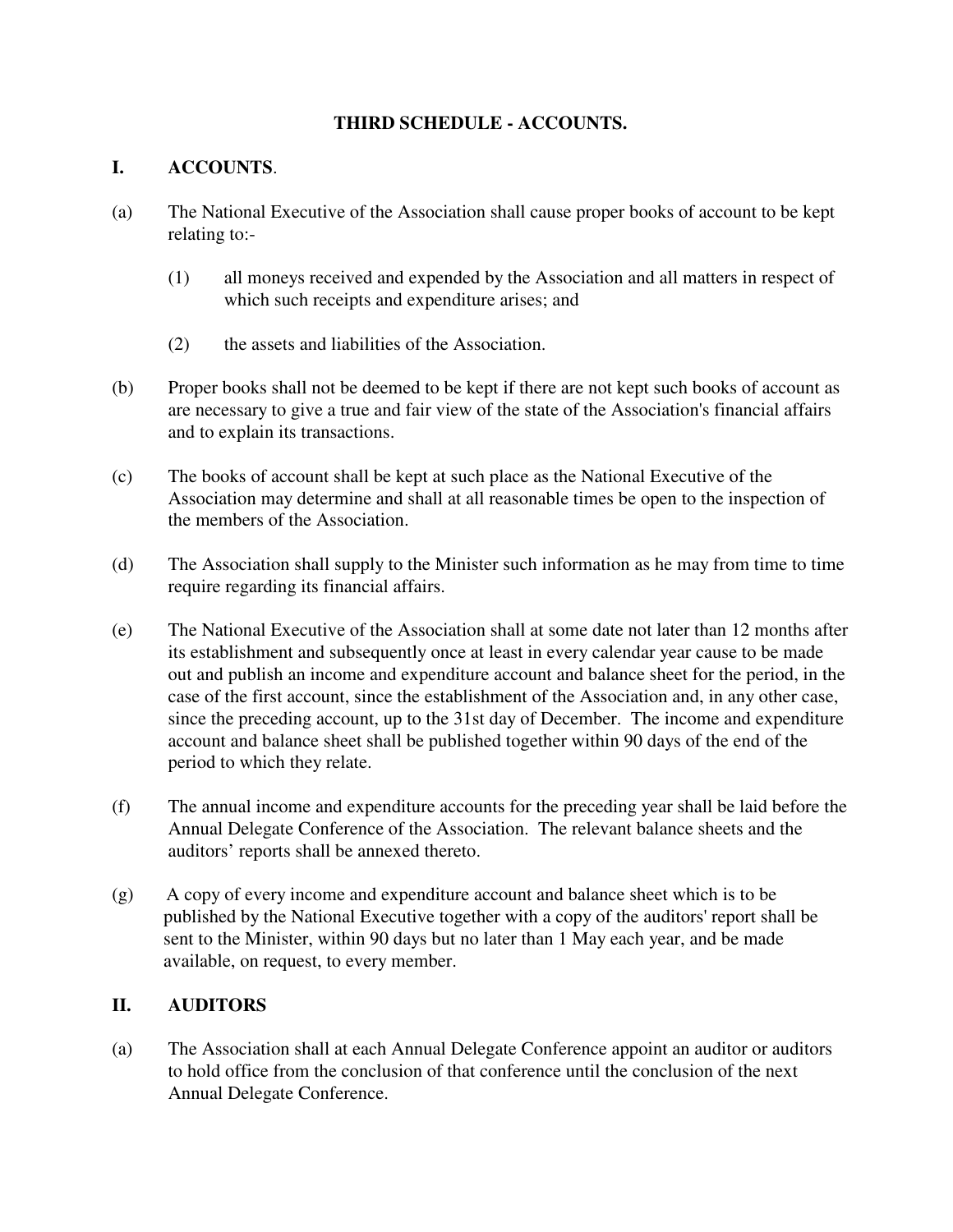## THIRD SCHEDULE - ACCOUNTS.

### I. ACCOUNTS.

(a) The National Executive of the Association shall cause proper books of account to be kept relating to:-

  (1) all moneys received and expended by the Association and all matters in respect of which such receipts and expenditure arises; and

  (2) the assets and liabilities of the Association.

(b) Proper books shall not be deemed to be kept if there are not kept such books of account as are necessary to give a true and fair view of the state of the Association's financial affairs and to explain its transactions.

(c) The books of account shall be kept at such place as the National Executive of the Association may determine and shall at all reasonable times be open to the inspection of the members of the Association.

(d) The Association shall supply to the Minister such information as he may from time to time require regarding its financial affairs.

(e) The National Executive of the Association shall at some date not later than 12 months after its establishment and subsequently once at least in every calendar year cause to be made out and publish an income and expenditure account and balance sheet for the period, in the case of the first account, since the establishment of the Association and, in any other case, since the preceding account, up to the 31st day of December. The income and expenditure account and balance sheet shall be published together within 90 days of the end of the period to which they relate.

(f) The annual income and expenditure accounts for the preceding year shall be laid before the Annual Delegate Conference of the Association. The relevant balance sheets and the auditors' reports shall be annexed thereto.

(g) A copy of every income and expenditure account and balance sheet which is to be published by the National Executive together with a copy of the auditors' report shall be sent to the Minister, within 90 days but no later than 1 May each year, and be made available, on request, to every member.

### II. AUDITORS

(a) The Association shall at each Annual Delegate Conference appoint an auditor or auditors to hold office from the conclusion of that conference until the conclusion of the next Annual Delegate Conference.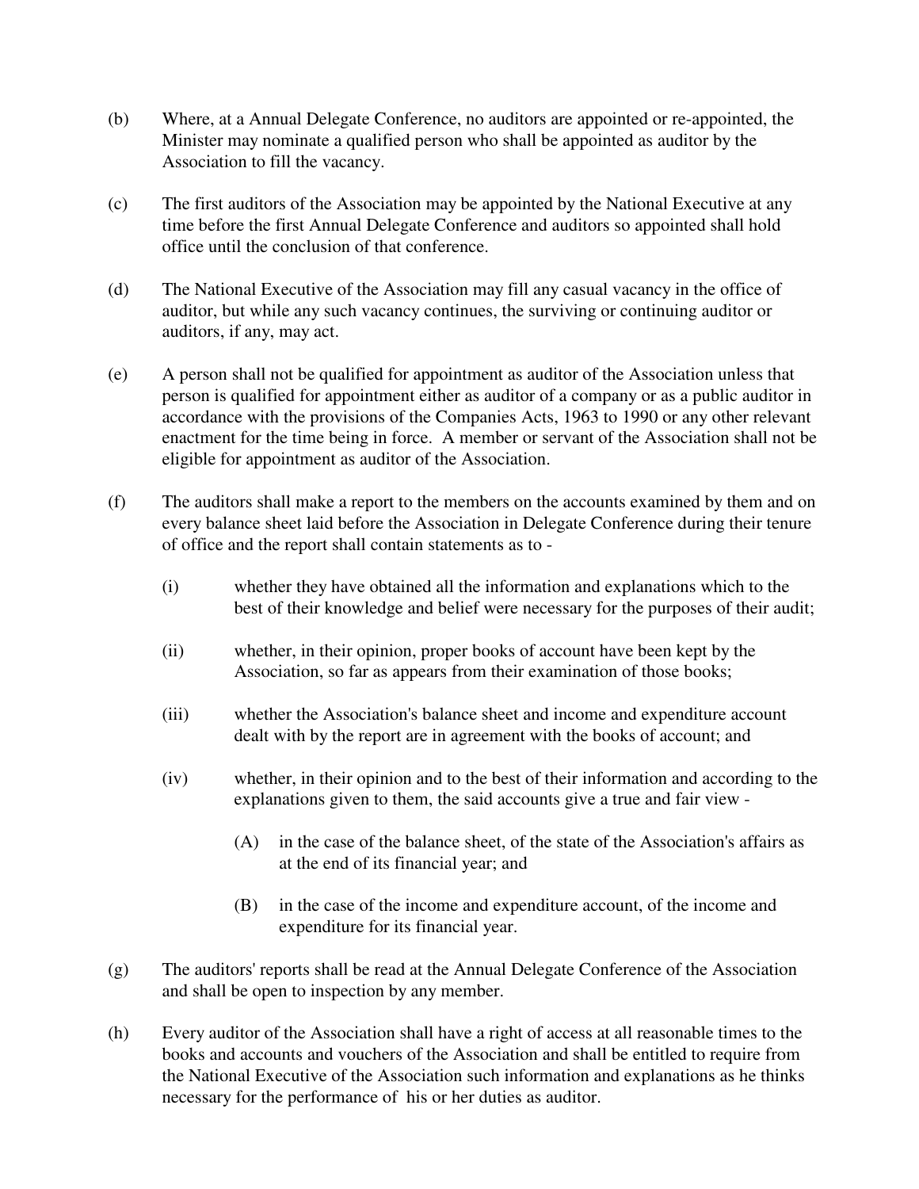(b) Where, at a Annual Delegate Conference, no auditors are appointed or re-appointed, the Minister may nominate a qualified person who shall be appointed as auditor by the Association to fill the vacancy.

(c) The first auditors of the Association may be appointed by the National Executive at any time before the first Annual Delegate Conference and auditors so appointed shall hold office until the conclusion of that conference.

(d) The National Executive of the Association may fill any casual vacancy in the office of auditor, but while any such vacancy continues, the surviving or continuing auditor or auditors, if any, may act.

(e) A person shall not be qualified for appointment as auditor of the Association unless that person is qualified for appointment either as auditor of a company or as a public auditor in accordance with the provisions of the Companies Acts, 1963 to 1990 or any other relevant enactment for the time being in force. A member or servant of the Association shall not be eligible for appointment as auditor of the Association.

(f) The auditors shall make a report to the members on the accounts examined by them and on every balance sheet laid before the Association in Delegate Conference during their tenure of office and the report shall contain statements as to -

  (i) whether they have obtained all the information and explanations which to the best of their knowledge and belief were necessary for the purposes of their audit;

  (ii) whether, in their opinion, proper books of account have been kept by the Association, so far as appears from their examination of those books;

  (iii) whether the Association's balance sheet and income and expenditure account dealt with by the report are in agreement with the books of account; and

  (iv) whether, in their opinion and to the best of their information and according to the explanations given to them, the said accounts give a true and fair view -

    (A) in the case of the balance sheet, of the state of the Association's affairs as at the end of its financial year; and

    (B) in the case of the income and expenditure account, of the income and expenditure for its financial year.

(g) The auditors' reports shall be read at the Annual Delegate Conference of the Association and shall be open to inspection by any member.

(h) Every auditor of the Association shall have a right of access at all reasonable times to the books and accounts and vouchers of the Association and shall be entitled to require from the National Executive of the Association such information and explanations as he thinks necessary for the performance of his or her duties as auditor.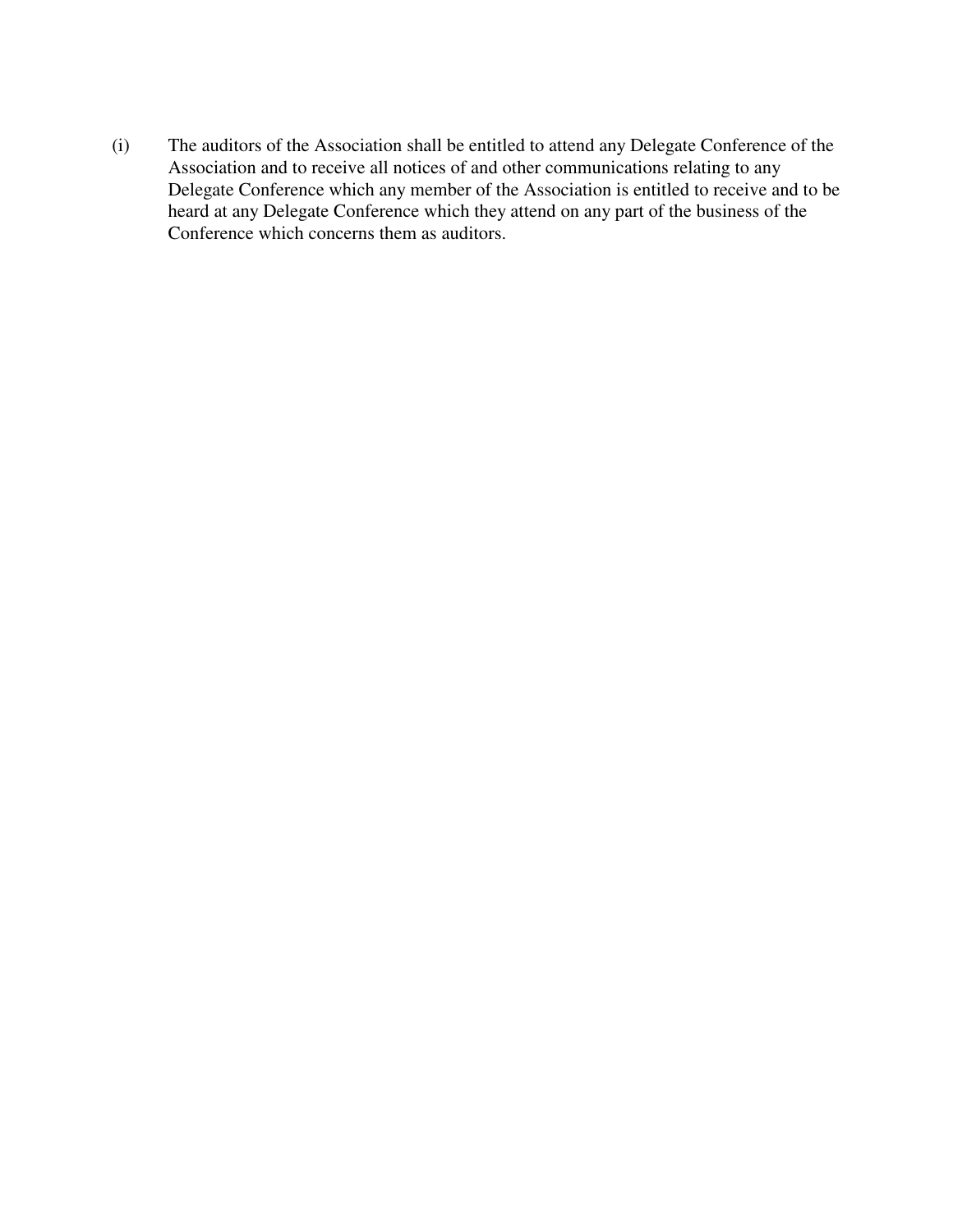(i) The auditors of the Association shall be entitled to attend any Delegate Conference of the Association and to receive all notices of and other communications relating to any Delegate Conference which any member of the Association is entitled to receive and to be heard at any Delegate Conference which they attend on any part of the business of the Conference which concerns them as auditors.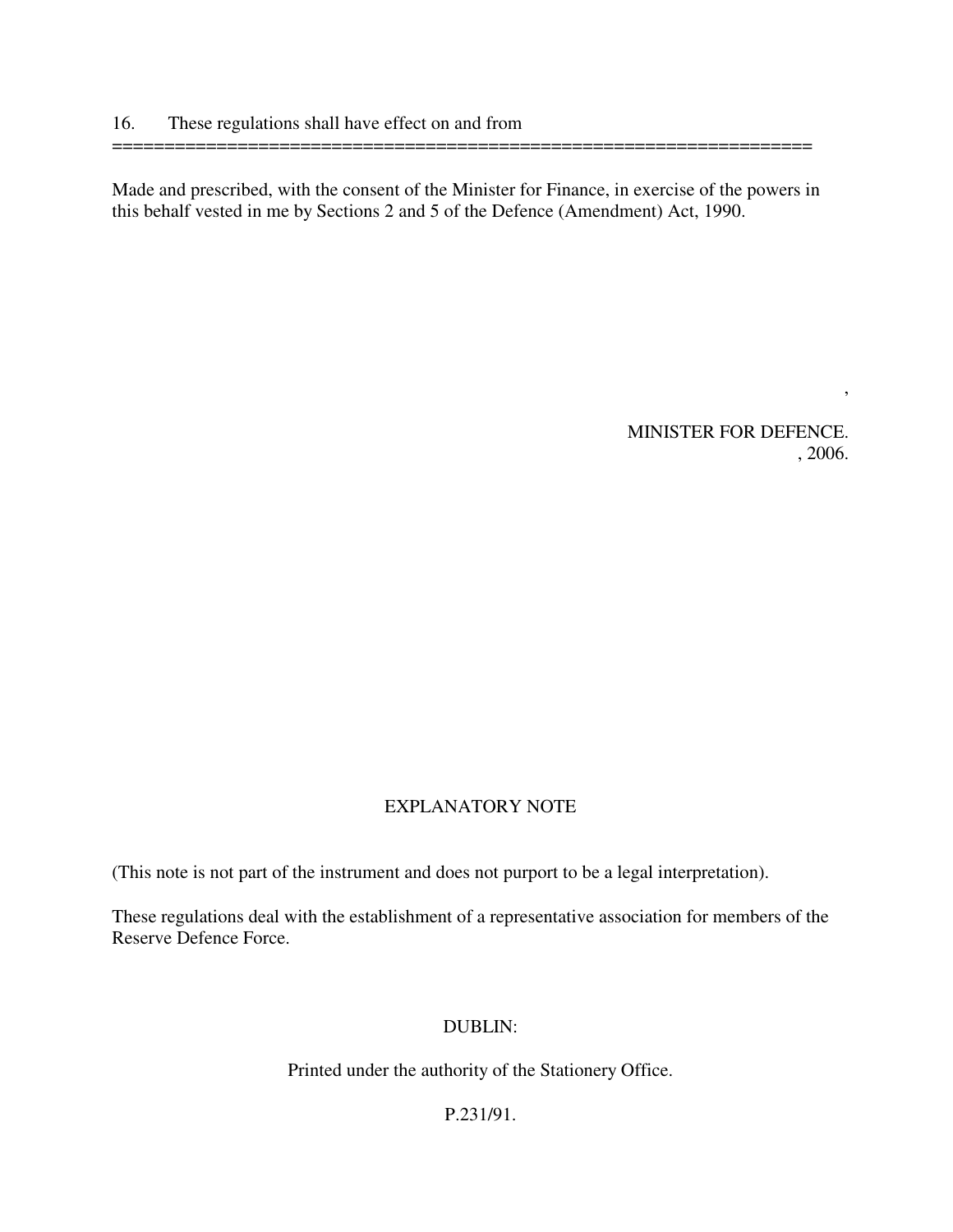16. These regulations shall have effect on and from

==================================================================

Made and prescribed, with the consent of the Minister for Finance, in exercise of the powers in this behalf vested in me by Sections 2 and 5 of the Defence (Amendment) Act, 1990.

,

MINISTER FOR DEFENCE.
, 2006.

EXPLANATORY NOTE

(This note is not part of the instrument and does not purport to be a legal interpretation).

These regulations deal with the establishment of a representative association for members of the Reserve Defence Force.

DUBLIN:

Printed under the authority of the Stationery Office.

P.231/91.